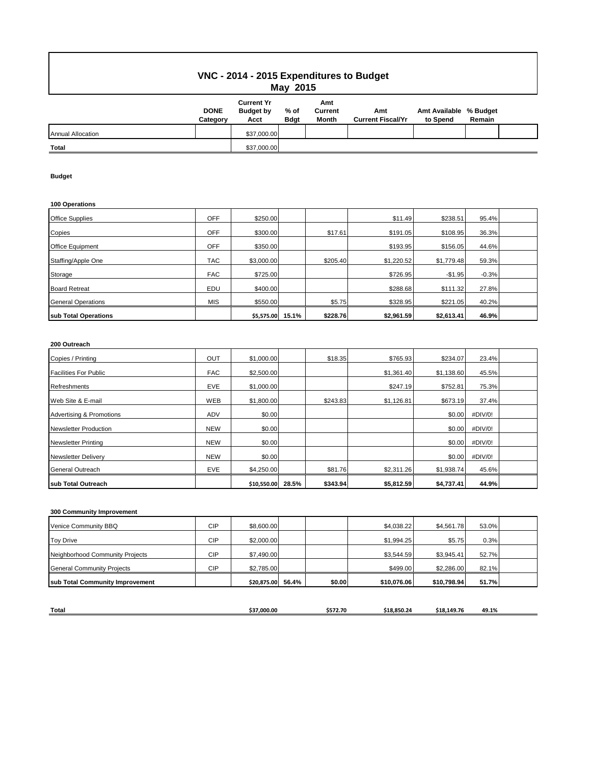# VNC - 2014 - 2015 Expenditures to Budget

## May 2015

| | DONE Category | Current Yr Budget by Acct | % of Bdgt | Amt Current Month | Amt Current Fiscal/Yr | Amt Available to Spend | % Budget Remain |
|---|---|---|---|---|---|---|---|
| Annual Allocation | | $37,000.00 | | | | | |
| **Total** | | $37,000.00 | | | | | |

**Budget**

**100 Operations**

| | DONE Category | Current Yr Budget by Acct | % of Bdgt | Amt Current Month | Amt Current Fiscal/Yr | Amt Available to Spend | % Budget Remain |
|---|---|---|---|---|---|---|---|
| Office Supplies | OFF | $250.00 | | | $11.49 | $238.51 | 95.4% |
| Copies | OFF | $300.00 | | $17.61 | $191.05 | $108.95 | 36.3% |
| Office Equipment | OFF | $350.00 | | | $193.95 | $156.05 | 44.6% |
| Staffing/Apple One | TAC | $3,000.00 | | $205.40 | $1,220.52 | $1,779.48 | 59.3% |
| Storage | FAC | $725.00 | | | $726.95 | -$1.95 | -0.3% |
| Board Retreat | EDU | $400.00 | | | $288.68 | $111.32 | 27.8% |
| General Operations | MIS | $550.00 | | $5.75 | $328.95 | $221.05 | 40.2% |
| **sub Total Operations** | | **$5,575.00** | **15.1%** | **$228.76** | **$2,961.59** | **$2,613.41** | **46.9%** |

**200 Outreach**

| | DONE Category | Current Yr Budget by Acct | % of Bdgt | Amt Current Month | Amt Current Fiscal/Yr | Amt Available to Spend | % Budget Remain |
|---|---|---|---|---|---|---|---|
| Copies / Printing | OUT | $1,000.00 | | $18.35 | $765.93 | $234.07 | 23.4% |
| Facilities For Public | FAC | $2,500.00 | | | $1,361.40 | $1,138.60 | 45.5% |
| Refreshments | EVE | $1,000.00 | | | $247.19 | $752.81 | 75.3% |
| Web Site & E-mail | WEB | $1,800.00 | | $243.83 | $1,126.81 | $673.19 | 37.4% |
| Advertising & Promotions | ADV | $0.00 | | | | $0.00 | #DIV/0! |
| Newsletter Production | NEW | $0.00 | | | | $0.00 | #DIV/0! |
| Newsletter Printing | NEW | $0.00 | | | | $0.00 | #DIV/0! |
| Newsletter Delivery | NEW | $0.00 | | | | $0.00 | #DIV/0! |
| General Outreach | EVE | $4,250.00 | | $81.76 | $2,311.26 | $1,938.74 | 45.6% |
| **sub Total Outreach** | | **$10,550.00** | **28.5%** | **$343.94** | **$5,812.59** | **$4,737.41** | **44.9%** |

**300 Community Improvement**

| | DONE Category | Current Yr Budget by Acct | % of Bdgt | Amt Current Month | Amt Current Fiscal/Yr | Amt Available to Spend | % Budget Remain |
|---|---|---|---|---|---|---|---|
| Venice Community BBQ | CIP | $8,600.00 | | | $4,038.22 | $4,561.78 | 53.0% |
| Toy Drive | CIP | $2,000.00 | | | $1,994.25 | $5.75 | 0.3% |
| Neighborhood Community Projects | CIP | $7,490.00 | | | $3,544.59 | $3,945.41 | 52.7% |
| General Community Projects | CIP | $2,785.00 | | | $499.00 | $2,286.00 | 82.1% |
| **sub Total Community Improvement** | | **$20,875.00** | **56.4%** | **$0.00** | **$10,076.06** | **$10,798.94** | **51.7%** |

| | DONE Category | Current Yr Budget by Acct | % of Bdgt | Amt Current Month | Amt Current Fiscal/Yr | Amt Available to Spend | % Budget Remain |
|---|---|---|---|---|---|---|---|
| **Total** | | $37,000.00 | | $572.70 | $18,850.24 | $18,149.76 | 49.1% |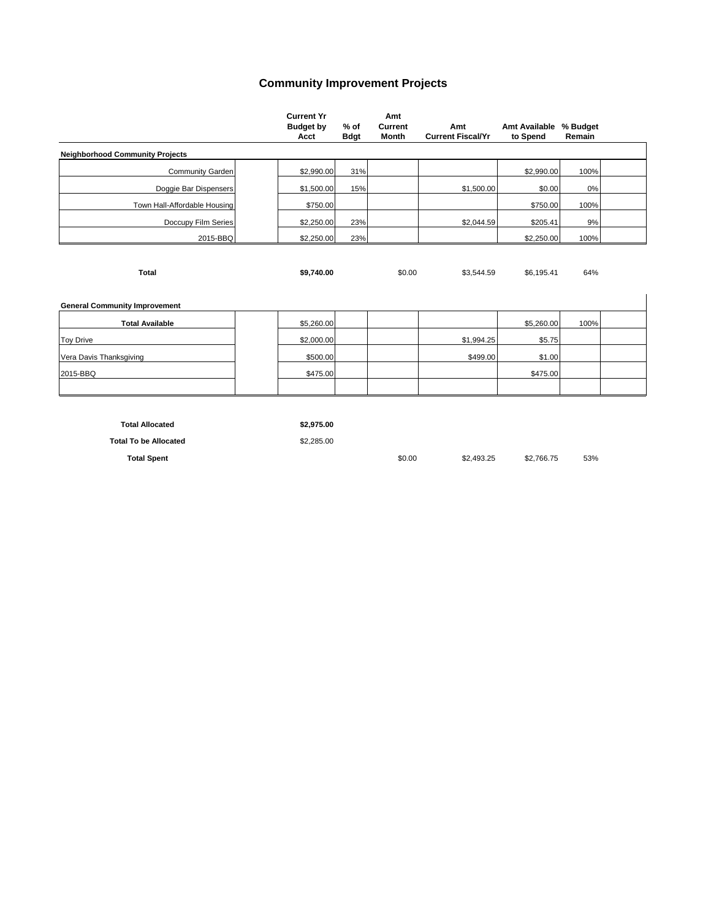# Community Improvement Projects

| | | Current Yr Budget by Acct | % of Bdgt | Amt Current Month | Amt Current Fiscal/Yr | Amt Available to Spend | % Budget Remain | |
|---|---|---|---|---|---|---|---|---|
| **Neighborhood Community Projects** | | | | | | | | |
| Community Garden | | $2,990.00 | 31% | | | $2,990.00 | 100% | |
| Doggie Bar Dispensers | | $1,500.00 | 15% | | $1,500.00 | $0.00 | 0% | |
| Town Hall-Affordable Housing | | $750.00 | | | | $750.00 | 100% | |
| Doccupy Film Series | | $2,250.00 | 23% | | $2,044.59 | $205.41 | 9% | |
| 2015-BBQ | | $2,250.00 | 23% | | | $2,250.00 | 100% | |
| **Total** | | **$9,740.00** | | $0.00 | $3,544.59 | $6,195.41 | 64% | |
| **General Community Improvement** | | | | | | | | |
| **Total Available** | | $5,260.00 | | | | $5,260.00 | 100% | |
| Toy Drive | | $2,000.00 | | | $1,994.25 | $5.75 | | |
| Vera Davis Thanksgiving | | $500.00 | | | $499.00 | $1.00 | | |
| 2015-BBQ | | $475.00 | | | | $475.00 | | |
| | | | | | | | | |
| **Total Allocated** | | **$2,975.00** | | | | | | |
| **Total To be Allocated** | | $2,285.00 | | | | | | |
| **Total Spent** | | | | $0.00 | $2,493.25 | $2,766.75 | 53% | |